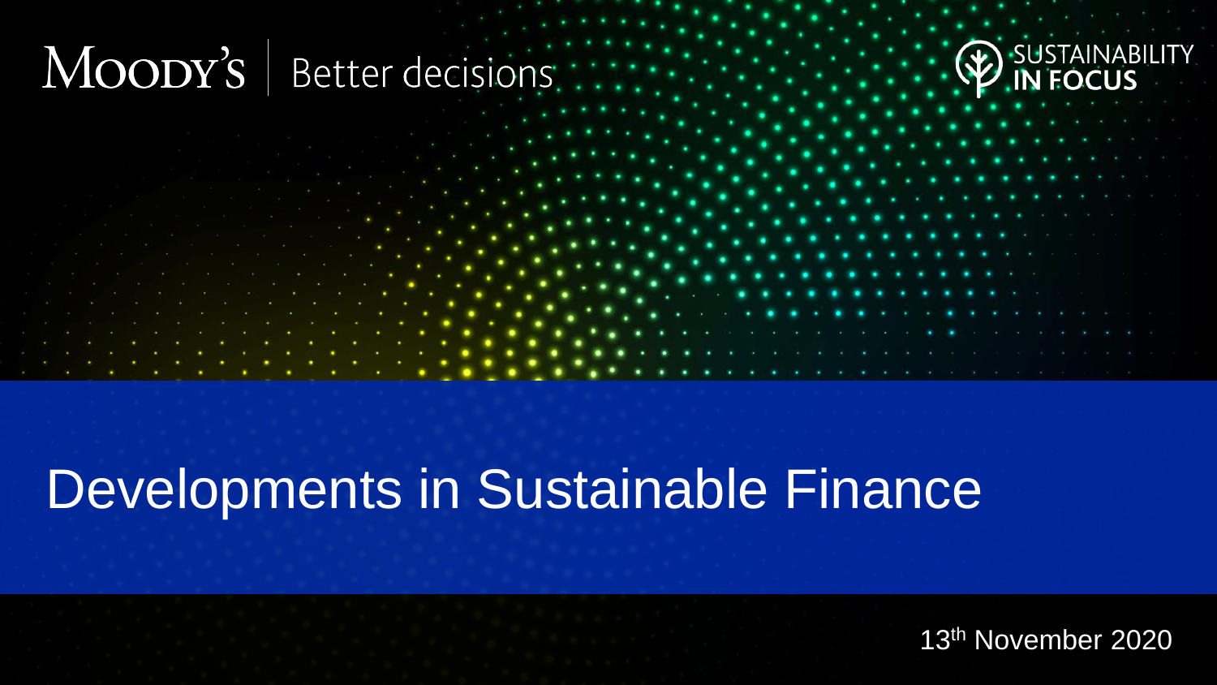Moody's | Better decisions

SUSTAINABILITY IN FOCUS

# Developments in Sustainable Finance

13th November 2020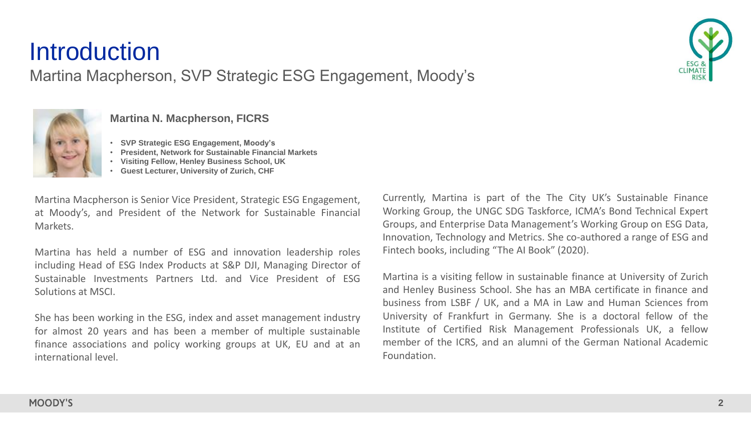# Introduction

## Martina Macpherson, SVP Strategic ESG Engagement, Moody's

**Martina N. Macpherson, FICRS**

- **SVP Strategic ESG Engagement, Moody's**
- **President, Network for Sustainable Financial Markets**
- **Visiting Fellow, Henley Business School, UK**
- **Guest Lecturer, University of Zurich, CHF**

Martina Macpherson is Senior Vice President, Strategic ESG Engagement, at Moody's, and President of the Network for Sustainable Financial Markets.

Martina has held a number of ESG and innovation leadership roles including Head of ESG Index Products at S&P DJI, Managing Director of Sustainable Investments Partners Ltd. and Vice President of ESG Solutions at MSCI.

She has been working in the ESG, index and asset management industry for almost 20 years and has been a member of multiple sustainable finance associations and policy working groups at UK, EU and at an international level.

Currently, Martina is part of the The City UK's Sustainable Finance Working Group, the UNGC SDG Taskforce, ICMA's Bond Technical Expert Groups, and Enterprise Data Management's Working Group on ESG Data, Innovation, Technology and Metrics. She co-authored a range of ESG and Fintech books, including "The AI Book" (2020).

Martina is a visiting fellow in sustainable finance at University of Zurich and Henley Business School. She has an MBA certificate in finance and business from LSBF / UK, and a MA in Law and Human Sciences from University of Frankfurt in Germany. She is a doctoral fellow of the Institute of Certified Risk Management Professionals UK, a fellow member of the ICRS, and an alumni of the German National Academic Foundation.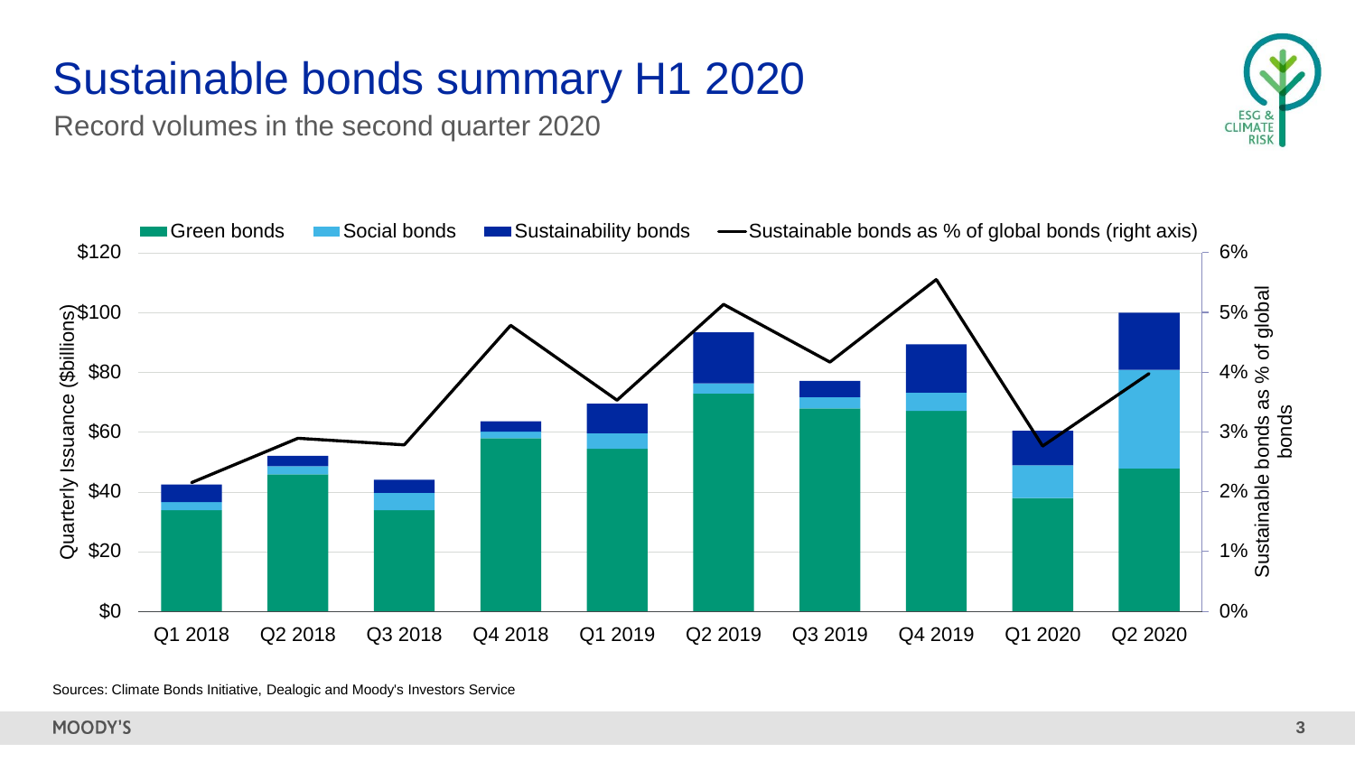# Sustainable bonds summary H1 2020

Record volumes in the second quarter 2020

Green bonds | Social bonds | Sustainability bonds | Sustainable bonds as % of global bonds (right axis)

Quarterly Issuance ($billions): $0, $20, $40, $60, $80, $100, $120

Sustainable bonds as % of global bonds: 0%, 1%, 2%, 3%, 4%, 5%, 6%

Q1 2018, Q2 2018, Q3 2018, Q4 2018, Q1 2019, Q2 2019, Q3 2019, Q4 2019, Q1 2020, Q2 2020

Sources: Climate Bonds Initiative, Dealogic and Moody's Investors Service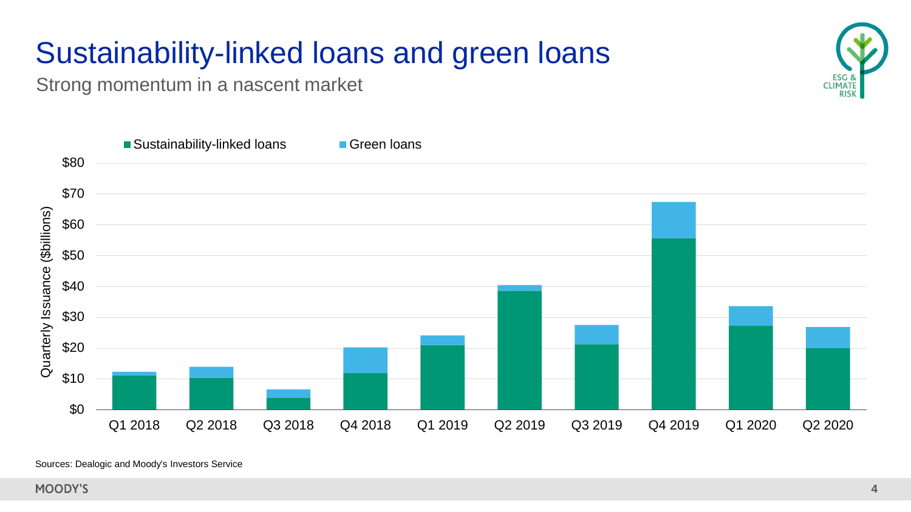# Sustainability-linked loans and green loans

Strong momentum in a nascent market

Sources: Dealogic and Moody's Investors Service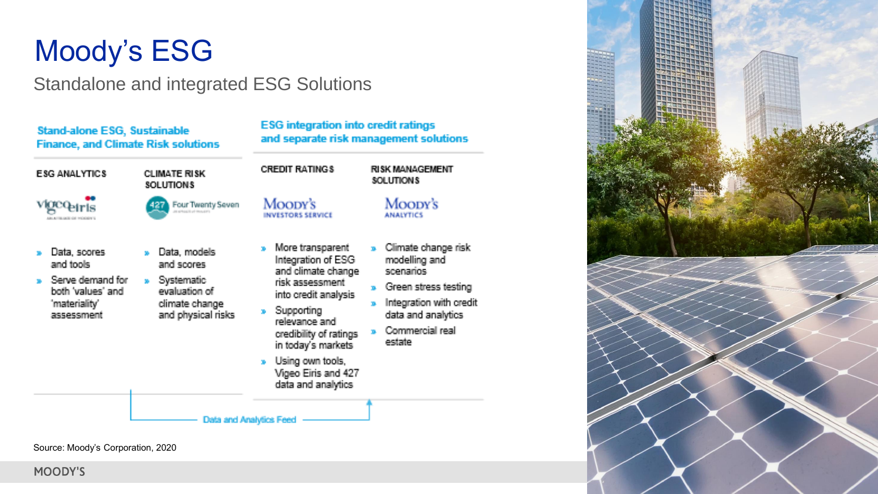# Moody's ESG

## Standalone and integrated ESG Solutions

### Stand-alone ESG, Sustainable Finance, and Climate Risk solutions

**ESG ANALYTICS**

Vigeo Eiris

- Data, scores and tools
- Serve demand for both 'values' and 'materiality' assessment

**CLIMATE RISK SOLUTIONS**

427 Four Twenty Seven

- Data, models and scores
- Systematic evaluation of climate change and physical risks

### ESG integration into credit ratings and separate risk management solutions

**CREDIT RATINGS**

Moody's Investors Service

- More transparent Integration of ESG and climate change risk assessment into credit analysis
- Supporting relevance and credibility of ratings in today's markets
- Using own tools, Vigeo Eiris and 427 data and analytics

**RISK MANAGEMENT SOLUTIONS**

Moody's Analytics

- Climate change risk modelling and scenarios
- Green stress testing
- Integration with credit data and analytics
- Commercial real estate

Data and Analytics Feed

Source: Moody's Corporation, 2020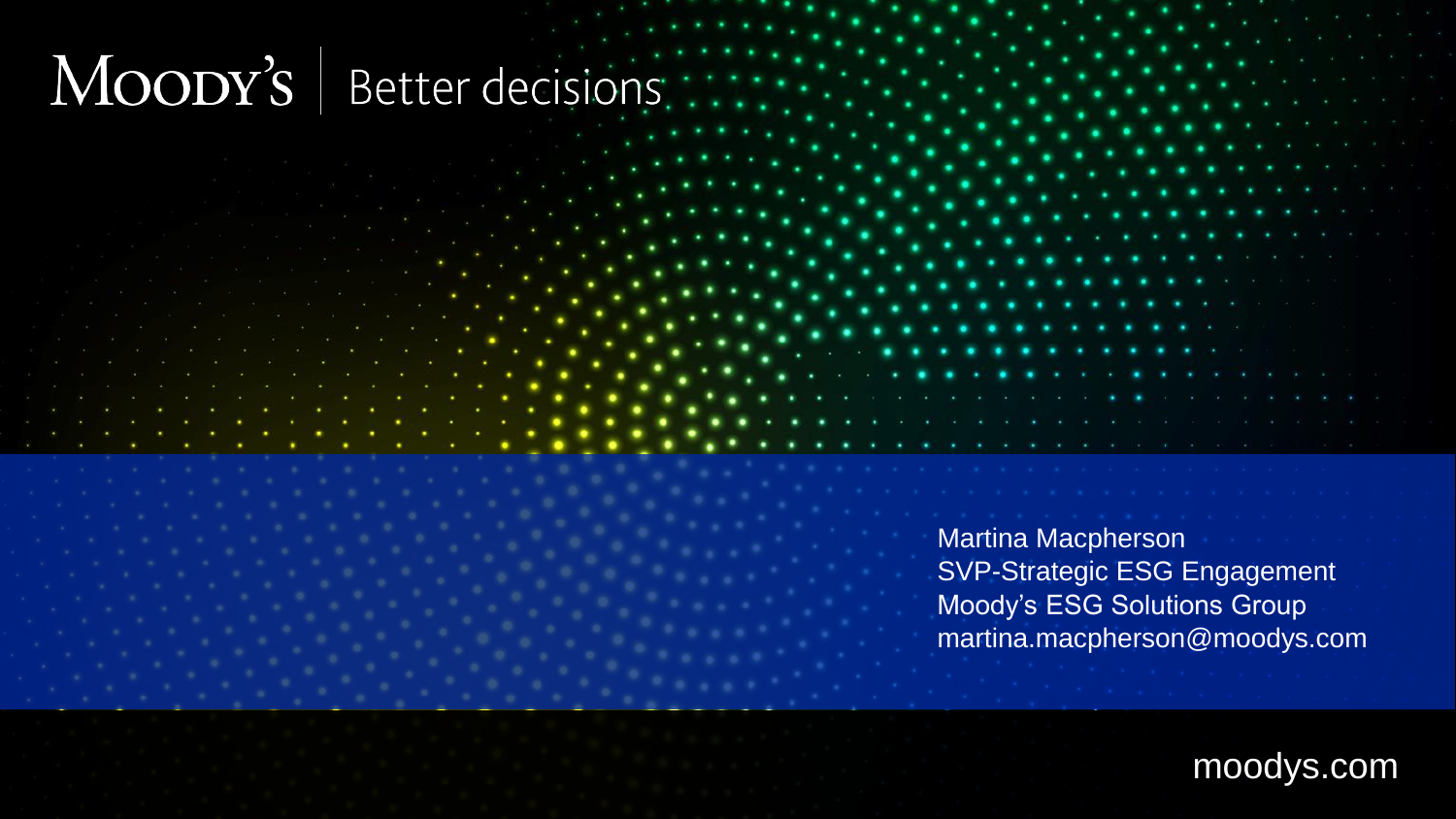MOODY'S | Better decisions

Martina Macpherson
SVP-Strategic ESG Engagement
Moody's ESG Solutions Group
martina.macpherson@moodys.com

moodys.com